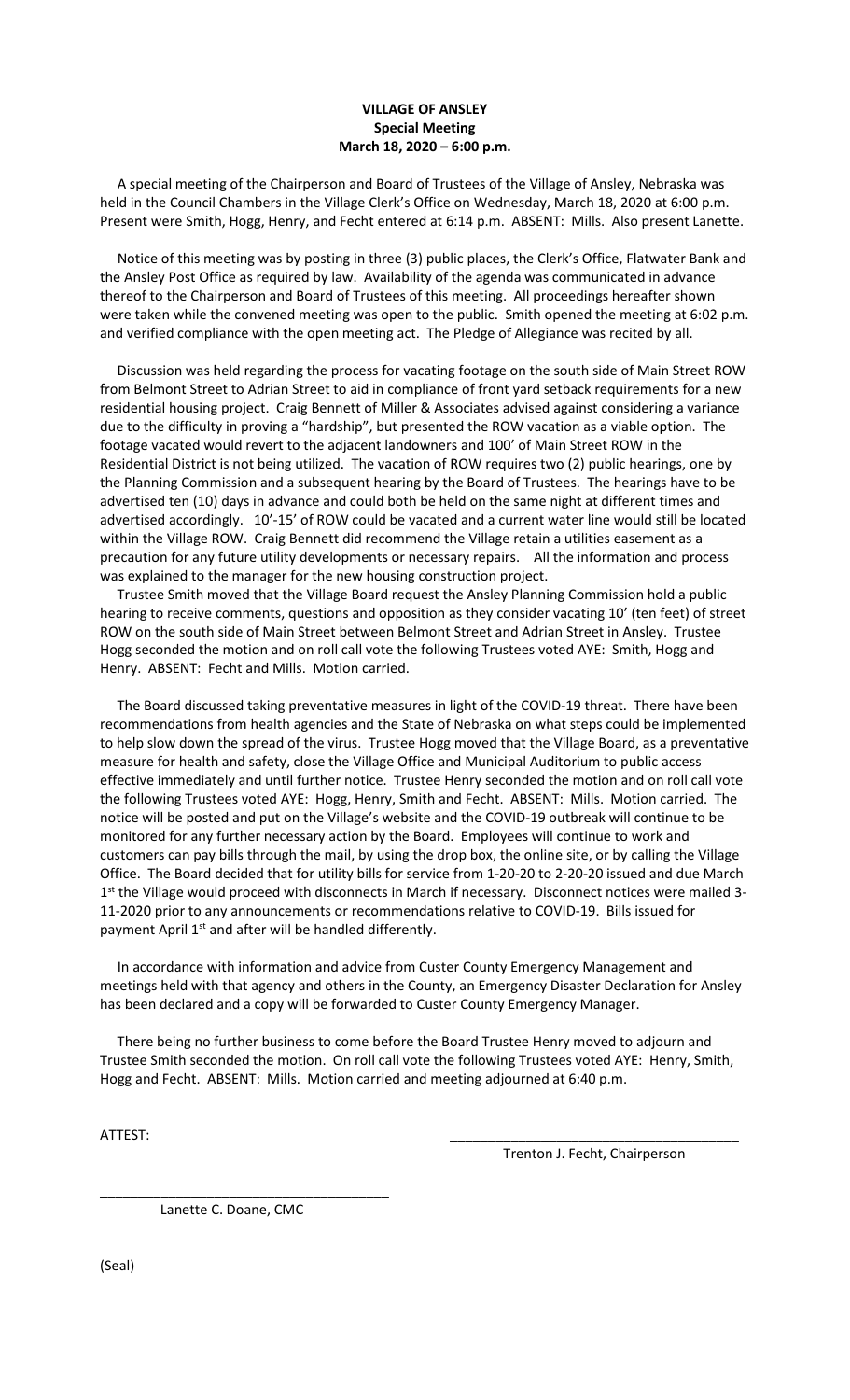**VILLAGE OF ANSLEY**
**Special Meeting**
**March 18, 2020 – 6:00 p.m.**

A special meeting of the Chairperson and Board of Trustees of the Village of Ansley, Nebraska was held in the Council Chambers in the Village Clerk's Office on Wednesday, March 18, 2020 at 6:00 p.m. Present were Smith, Hogg, Henry, and Fecht entered at 6:14 p.m. ABSENT: Mills. Also present Lanette.

Notice of this meeting was by posting in three (3) public places, the Clerk's Office, Flatwater Bank and the Ansley Post Office as required by law. Availability of the agenda was communicated in advance thereof to the Chairperson and Board of Trustees of this meeting. All proceedings hereafter shown were taken while the convened meeting was open to the public. Smith opened the meeting at 6:02 p.m. and verified compliance with the open meeting act. The Pledge of Allegiance was recited by all.

Discussion was held regarding the process for vacating footage on the south side of Main Street ROW from Belmont Street to Adrian Street to aid in compliance of front yard setback requirements for a new residential housing project. Craig Bennett of Miller & Associates advised against considering a variance due to the difficulty in proving a "hardship", but presented the ROW vacation as a viable option. The footage vacated would revert to the adjacent landowners and 100' of Main Street ROW in the Residential District is not being utilized. The vacation of ROW requires two (2) public hearings, one by the Planning Commission and a subsequent hearing by the Board of Trustees. The hearings have to be advertised ten (10) days in advance and could both be held on the same night at different times and advertised accordingly. 10'-15' of ROW could be vacated and a current water line would still be located within the Village ROW. Craig Bennett did recommend the Village retain a utilities easement as a precaution for any future utility developments or necessary repairs. All the information and process was explained to the manager for the new housing construction project.

Trustee Smith moved that the Village Board request the Ansley Planning Commission hold a public hearing to receive comments, questions and opposition as they consider vacating 10' (ten feet) of street ROW on the south side of Main Street between Belmont Street and Adrian Street in Ansley. Trustee Hogg seconded the motion and on roll call vote the following Trustees voted AYE: Smith, Hogg and Henry. ABSENT: Fecht and Mills. Motion carried.

The Board discussed taking preventative measures in light of the COVID-19 threat. There have been recommendations from health agencies and the State of Nebraska on what steps could be implemented to help slow down the spread of the virus. Trustee Hogg moved that the Village Board, as a preventative measure for health and safety, close the Village Office and Municipal Auditorium to public access effective immediately and until further notice. Trustee Henry seconded the motion and on roll call vote the following Trustees voted AYE: Hogg, Henry, Smith and Fecht. ABSENT: Mills. Motion carried. The notice will be posted and put on the Village's website and the COVID-19 outbreak will continue to be monitored for any further necessary action by the Board. Employees will continue to work and customers can pay bills through the mail, by using the drop box, the online site, or by calling the Village Office. The Board decided that for utility bills for service from 1-20-20 to 2-20-20 issued and due March 1st the Village would proceed with disconnects in March if necessary. Disconnect notices were mailed 3-11-2020 prior to any announcements or recommendations relative to COVID-19. Bills issued for payment April 1st and after will be handled differently.

In accordance with information and advice from Custer County Emergency Management and meetings held with that agency and others in the County, an Emergency Disaster Declaration for Ansley has been declared and a copy will be forwarded to Custer County Emergency Manager.

There being no further business to come before the Board Trustee Henry moved to adjourn and Trustee Smith seconded the motion. On roll call vote the following Trustees voted AYE: Henry, Smith, Hogg and Fecht. ABSENT: Mills. Motion carried and meeting adjourned at 6:40 p.m.

ATTEST:

\_\_\_\_\_\_\_\_\_\_\_\_\_\_\_\_\_\_\_\_\_\_\_\_\_\_\_\_\_\_\_\_\_\_\_\_\_\_
Trenton J. Fecht, Chairperson

\_\_\_\_\_\_\_\_\_\_\_\_\_\_\_\_\_\_\_\_\_\_\_\_\_\_\_\_\_\_\_\_\_\_\_\_\_\_
Lanette C. Doane, CMC

(Seal)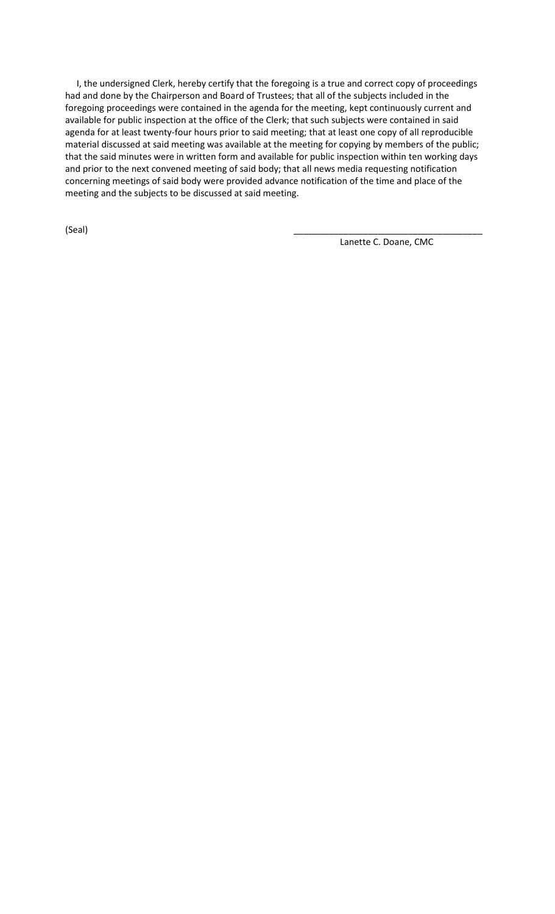I, the undersigned Clerk, hereby certify that the foregoing is a true and correct copy of proceedings had and done by the Chairperson and Board of Trustees; that all of the subjects included in the foregoing proceedings were contained in the agenda for the meeting, kept continuously current and available for public inspection at the office of the Clerk; that such subjects were contained in said agenda for at least twenty-four hours prior to said meeting; that at least one copy of all reproducible material discussed at said meeting was available at the meeting for copying by members of the public; that the said minutes were in written form and available for public inspection within ten working days and prior to the next convened meeting of said body; that all news media requesting notification concerning meetings of said body were provided advance notification of the time and place of the meeting and the subjects to be discussed at said meeting.

(Seal) \_\_\_\_\_\_\_\_\_\_\_\_\_\_\_\_\_\_\_\_\_\_\_\_\_\_\_\_\_\_\_\_\_\_\_\_\_\_\_\_

Lanette C. Doane, CMC